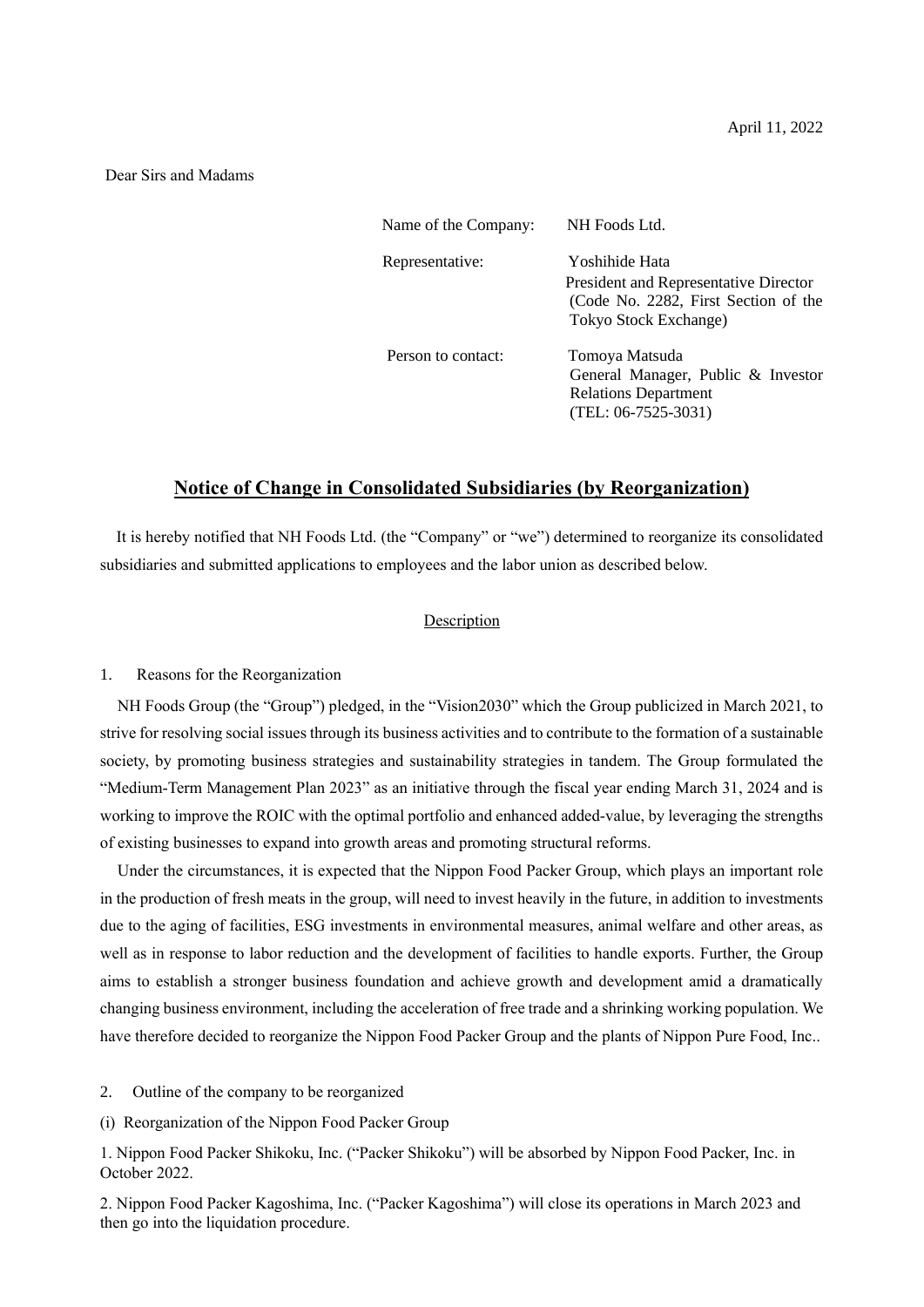April 11, 2022

Dear Sirs and Madams

| | |
|---|---|
| Name of the Company: | NH Foods Ltd. |
| Representative: | Yoshihide Hata<br>President and Representative Director<br>(Code No. 2282, First Section of the Tokyo Stock Exchange) |
| Person to contact: | Tomoya Matsuda<br>General Manager, Public & Investor Relations Department<br>(TEL: 06-7525-3031) |

# Notice of Change in Consolidated Subsidiaries (by Reorganization)

It is hereby notified that NH Foods Ltd. (the "Company" or "we") determined to reorganize its consolidated subsidiaries and submitted applications to employees and the labor union as described below.

## Description

1. Reasons for the Reorganization

NH Foods Group (the "Group") pledged, in the "Vision2030" which the Group publicized in March 2021, to strive for resolving social issues through its business activities and to contribute to the formation of a sustainable society, by promoting business strategies and sustainability strategies in tandem. The Group formulated the "Medium-Term Management Plan 2023" as an initiative through the fiscal year ending March 31, 2024 and is working to improve the ROIC with the optimal portfolio and enhanced added-value, by leveraging the strengths of existing businesses to expand into growth areas and promoting structural reforms.

Under the circumstances, it is expected that the Nippon Food Packer Group, which plays an important role in the production of fresh meats in the group, will need to invest heavily in the future, in addition to investments due to the aging of facilities, ESG investments in environmental measures, animal welfare and other areas, as well as in response to labor reduction and the development of facilities to handle exports. Further, the Group aims to establish a stronger business foundation and achieve growth and development amid a dramatically changing business environment, including the acceleration of free trade and a shrinking working population. We have therefore decided to reorganize the Nippon Food Packer Group and the plants of Nippon Pure Food, Inc..

2. Outline of the company to be reorganized

(i) Reorganization of the Nippon Food Packer Group

1. Nippon Food Packer Shikoku, Inc. ("Packer Shikoku") will be absorbed by Nippon Food Packer, Inc. in October 2022.

2. Nippon Food Packer Kagoshima, Inc. ("Packer Kagoshima") will close its operations in March 2023 and then go into the liquidation procedure.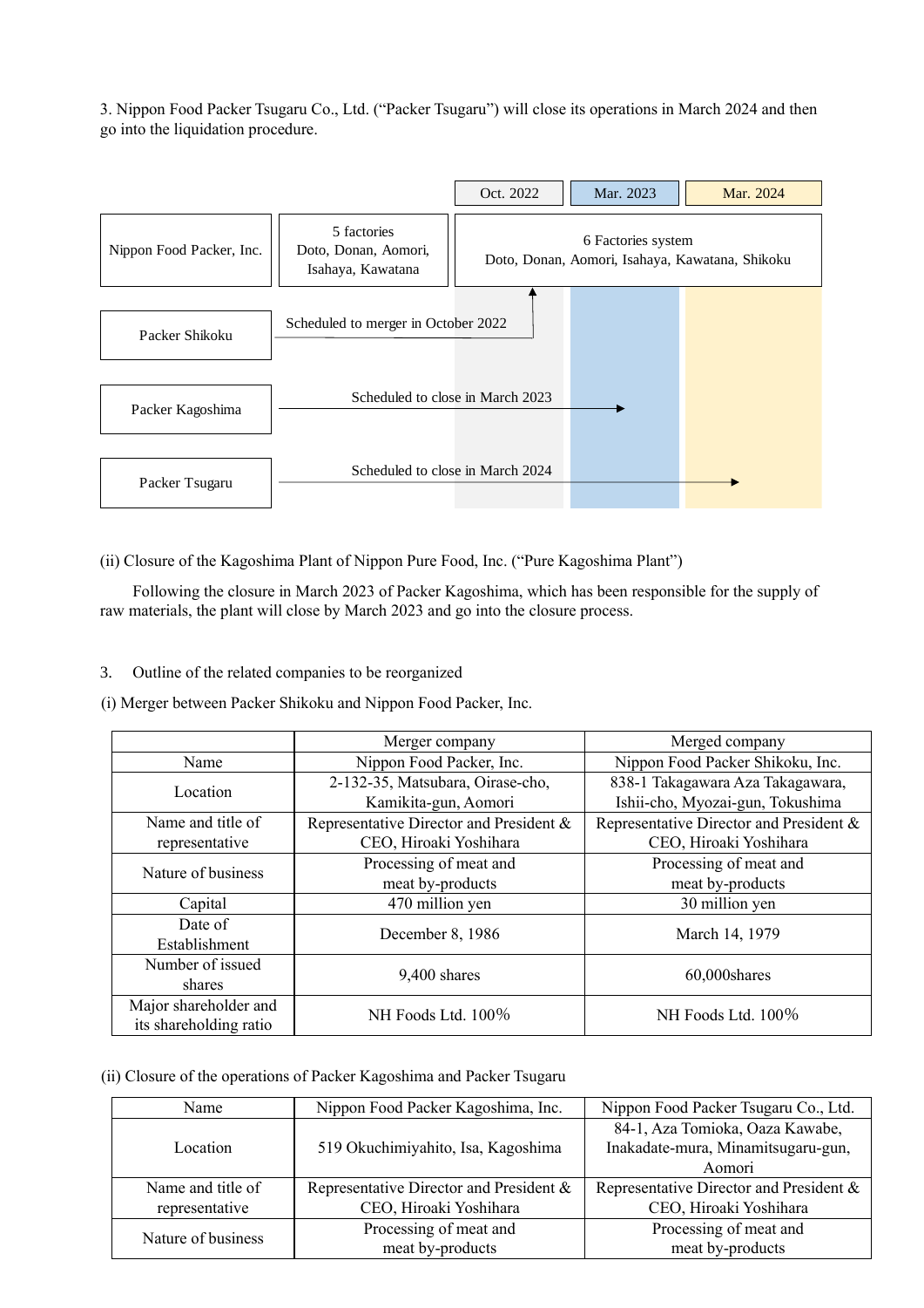3. Nippon Food Packer Tsugaru Co., Ltd. ("Packer Tsugaru") will close its operations in March 2024 and then go into the liquidation procedure.

| | | Oct. 2022 | Mar. 2023 | Mar. 2024 |
|---|---|---|---|---|
| Nippon Food Packer, Inc. | 5 factories Doto, Donan, Aomori, Isahaya, Kawatana | 6 Factories system Doto, Donan, Aomori, Isahaya, Kawatana, Shikoku | | |
| Packer Shikoku | Scheduled to merger in October 2022 | | | |
| Packer Kagoshima | Scheduled to close in March 2023 | | | |
| Packer Tsugaru | Scheduled to close in March 2024 | | | |

(ii) Closure of the Kagoshima Plant of Nippon Pure Food, Inc. ("Pure Kagoshima Plant")

Following the closure in March 2023 of Packer Kagoshima, which has been responsible for the supply of raw materials, the plant will close by March 2023 and go into the closure process.

3. Outline of the related companies to be reorganized

(i) Merger between Packer Shikoku and Nippon Food Packer, Inc.

| | Merger company | Merged company |
|---|---|---|
| Name | Nippon Food Packer, Inc. | Nippon Food Packer Shikoku, Inc. |
| Location | 2-132-35, Matsubara, Oirase-cho, Kamikita-gun, Aomori | 838-1 Takagawara Aza Takagawara, Ishii-cho, Myozai-gun, Tokushima |
| Name and title of representative | Representative Director and President & CEO, Hiroaki Yoshihara | Representative Director and President & CEO, Hiroaki Yoshihara |
| Nature of business | Processing of meat and meat by-products | Processing of meat and meat by-products |
| Capital | 470 million yen | 30 million yen |
| Date of Establishment | December 8, 1986 | March 14, 1979 |
| Number of issued shares | 9,400 shares | 60,000shares |
| Major shareholder and its shareholding ratio | NH Foods Ltd. 100% | NH Foods Ltd. 100% |

(ii) Closure of the operations of Packer Kagoshima and Packer Tsugaru

| Name | Nippon Food Packer Kagoshima, Inc. | Nippon Food Packer Tsugaru Co., Ltd. |
|---|---|---|
| Location | 519 Okuchimiyahito, Isa, Kagoshima | 84-1, Aza Tomioka, Oaza Kawabe, Inakadate-mura, Minamitsugaru-gun, Aomori |
| Name and title of representative | Representative Director and President & CEO, Hiroaki Yoshihara | Representative Director and President & CEO, Hiroaki Yoshihara |
| Nature of business | Processing of meat and meat by-products | Processing of meat and meat by-products |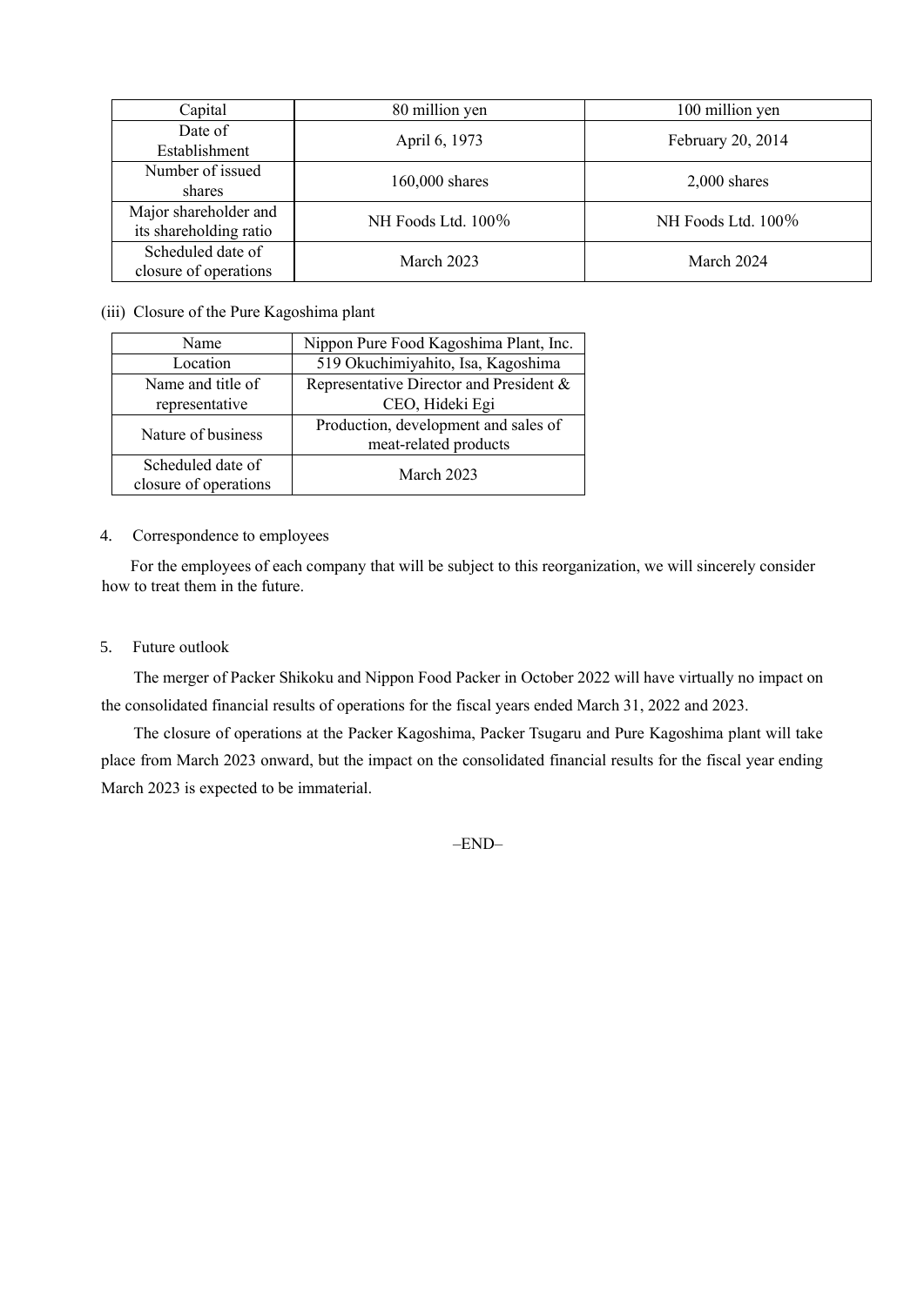| | | |
|---|---|---|
| Capital | 80 million yen | 100 million yen |
| Date of Establishment | April 6, 1973 | February 20, 2014 |
| Number of issued shares | 160,000 shares | 2,000 shares |
| Major shareholder and its shareholding ratio | NH Foods Ltd. 100% | NH Foods Ltd. 100% |
| Scheduled date of closure of operations | March 2023 | March 2024 |

(iii) Closure of the Pure Kagoshima plant

| | |
|---|---|
| Name | Nippon Pure Food Kagoshima Plant, Inc. |
| Location | 519 Okuchimiyahito, Isa, Kagoshima |
| Name and title of representative | Representative Director and President & CEO, Hideki Egi |
| Nature of business | Production, development and sales of meat-related products |
| Scheduled date of closure of operations | March 2023 |

4. Correspondence to employees

For the employees of each company that will be subject to this reorganization, we will sincerely consider how to treat them in the future.

5. Future outlook

The merger of Packer Shikoku and Nippon Food Packer in October 2022 will have virtually no impact on the consolidated financial results of operations for the fiscal years ended March 31, 2022 and 2023.

The closure of operations at the Packer Kagoshima, Packer Tsugaru and Pure Kagoshima plant will take place from March 2023 onward, but the impact on the consolidated financial results for the fiscal year ending March 2023 is expected to be immaterial.

–END–